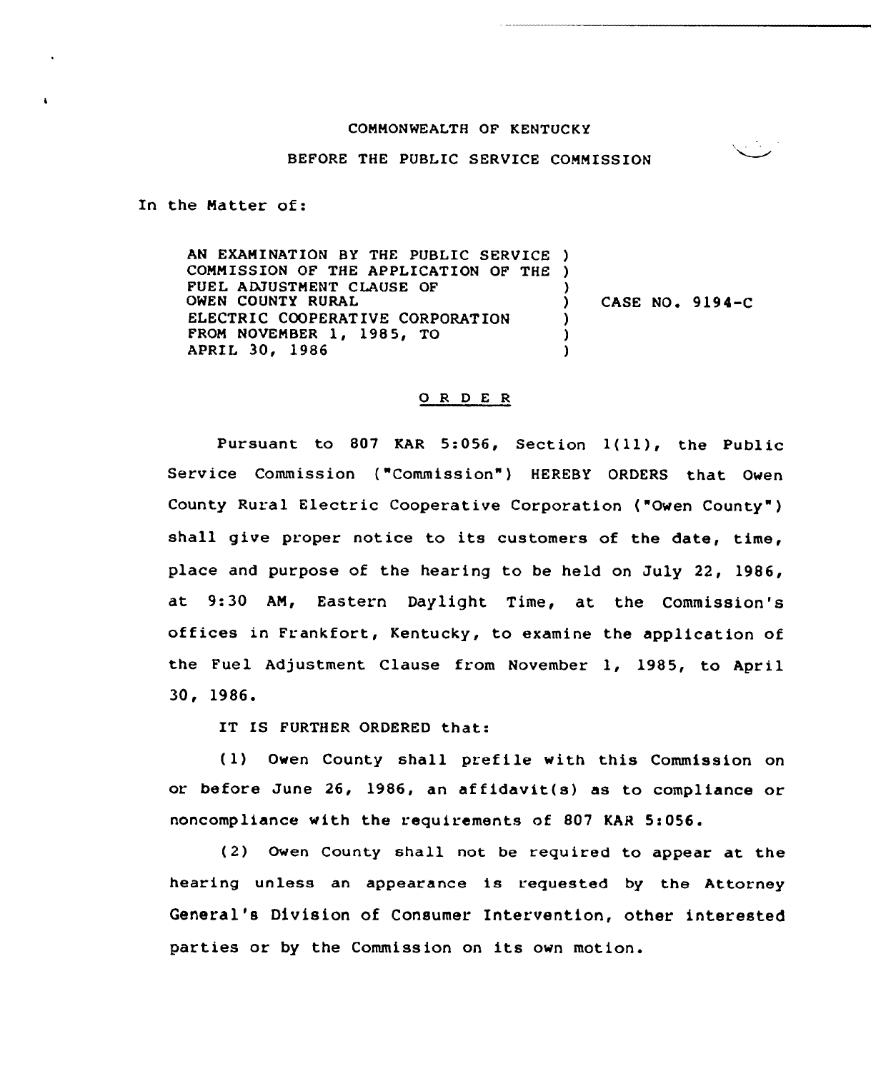COMMONWEALTH OF KENTUCKY

BEFORE THE PUBLIC SERVICE COMMISSION

In the Matter of:

AN EXAMINATION BY THE PUBLIC SERVICE COMMISSION OF THE APPLICATION OF THE FUEL ADJUSTMENT CLAUSE OF OWEN COUNTY RURAL ELECTRIC COOPERATIVE CORPORATION FROM NOVEMBER 1, 1985, TO APRIL 30, 1986 ) CASE NO. 9194-C

## O R D E R

Pursuant to 807 KAR 5:056, Section 1(11), the Public Service Commission ("Commission") HEREBY ORDERS that Owen County Rural Electric Cooperative Corporation ("Owen County") shall give proper notice to its customers of the date, time, place and purpose of the hearing to be held on July 22, 1986, at 9:30 AM, Eastern Daylight Time, at the Commission's offices in Frankfort, Kentucky, to examine the application of the Fuel Adjustment Clause from November 1, 1985, to April 30, 1986.

IT IS FURTHER ORDERED that:

(1) Owen County shall prefile with this Commission on or before June 26, 1986, an affidavit(s) as to compliance or noncompliance with the requirements of 807 KAR 5:056.

(2) Owen County shall not be required to appear at the hearing unless an appearance is requested by the Attorney General's Division of Consumer Intervention, other interested parties or by the Commission on its own motion.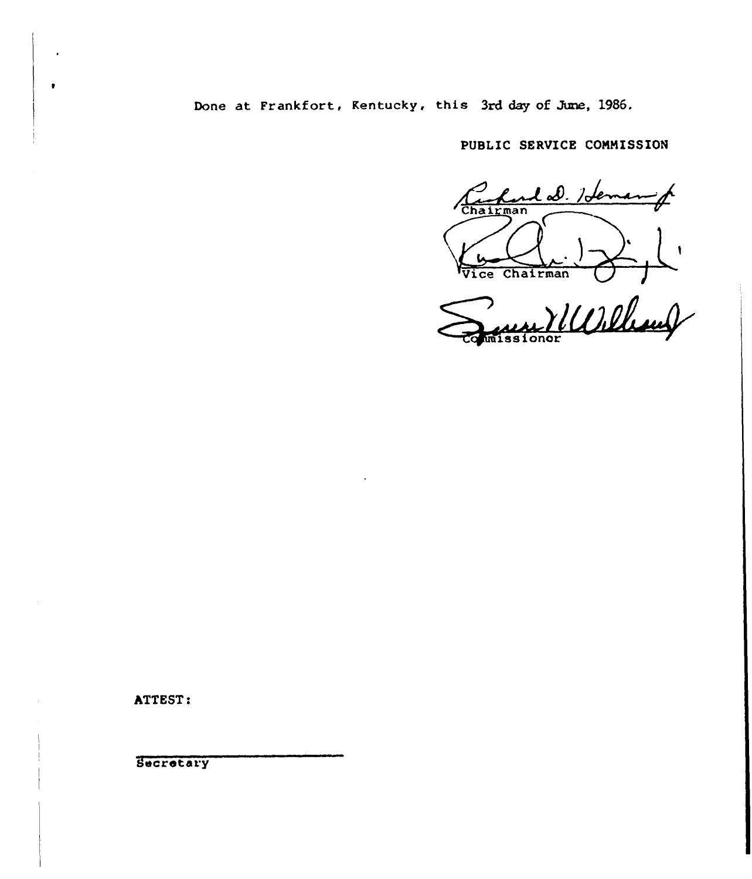Done at Frankfort, Kentucky, this 3rd day of June, 1986.

PUBLIC SERVICE COMMISSION

Chairman

Vice Chairman

Commissionor

ATTEST:

Secretary